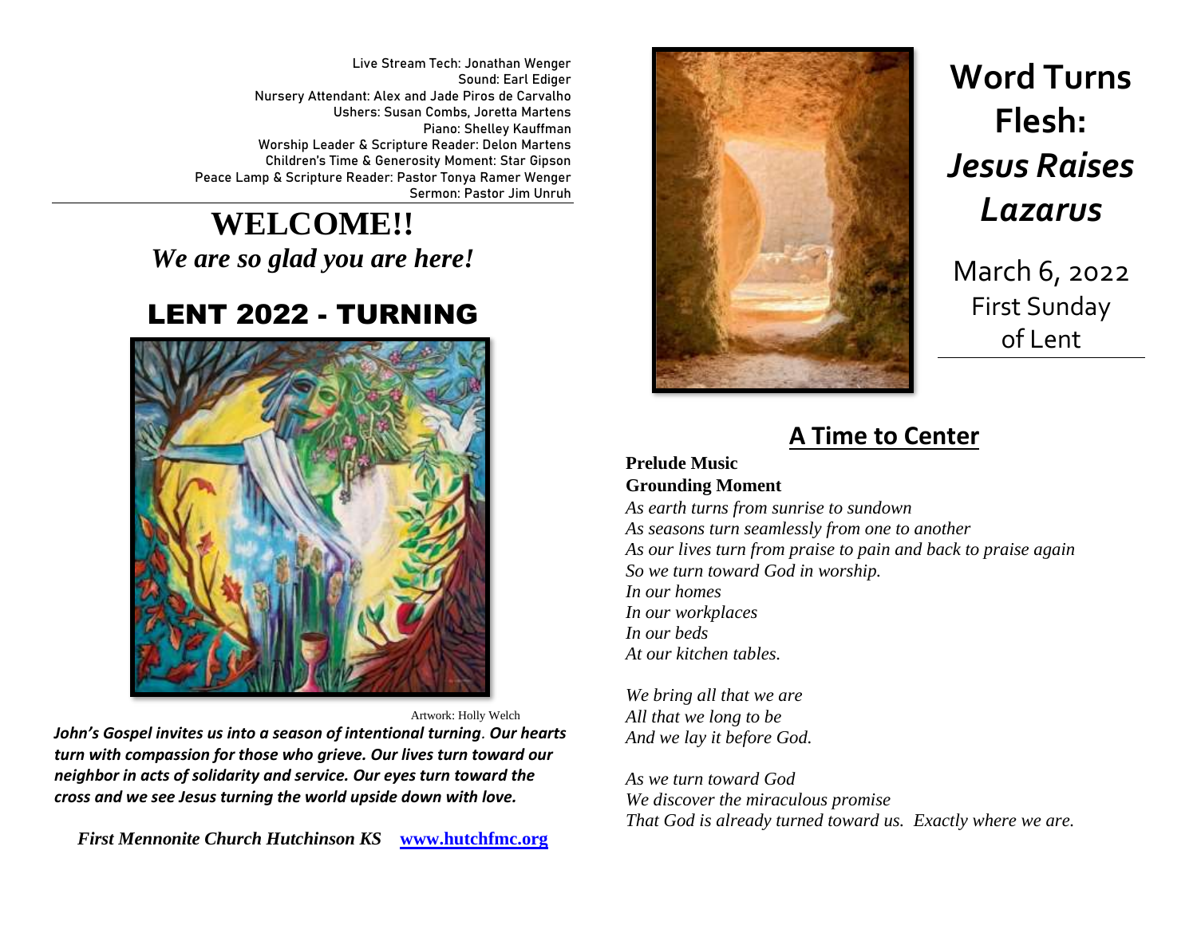Live Stream Tech: Jonathan Wenger
Sound: Earl Ediger
Nursery Attendant: Alex and Jade Piros de Carvalho
Ushers: Susan Combs, Joretta Martens
Piano: Shelley Kauffman
Worship Leader & Scripture Reader: Delon Martens
Children's Time & Generosity Moment: Star Gipson
Peace Lamp & Scripture Reader: Pastor Tonya Ramer Wenger
Sermon: Pastor Jim Unruh

# WELCOME!!

*We are so glad you are here!*

## LENT 2022 - TURNING

Artwork: Holly Welch

***John's Gospel invites us into a season of intentional turning. Our hearts turn with compassion for those who grieve. Our lives turn toward our neighbor in acts of solidarity and service. Our eyes turn toward the cross and we see Jesus turning the world upside down with love.***

*First Mennonite Church Hutchinson KS* [www.hutchfmc.org](http://www.hutchfmc.org)

# Word Turns Flesh: *Jesus Raises Lazarus*

March 6, 2022
First Sunday of Lent

## A Time to Center

**Prelude Music**

**Grounding Moment**

*As earth turns from sunrise to sundown*
*As seasons turn seamlessly from one to another*
*As our lives turn from praise to pain and back to praise again*
*So we turn toward God in worship.*
*In our homes*
*In our workplaces*
*In our beds*
*At our kitchen tables.*

*We bring all that we are*
*All that we long to be*
*And we lay it before God.*

*As we turn toward God*
*We discover the miraculous promise*
*That God is already turned toward us. Exactly where we are.*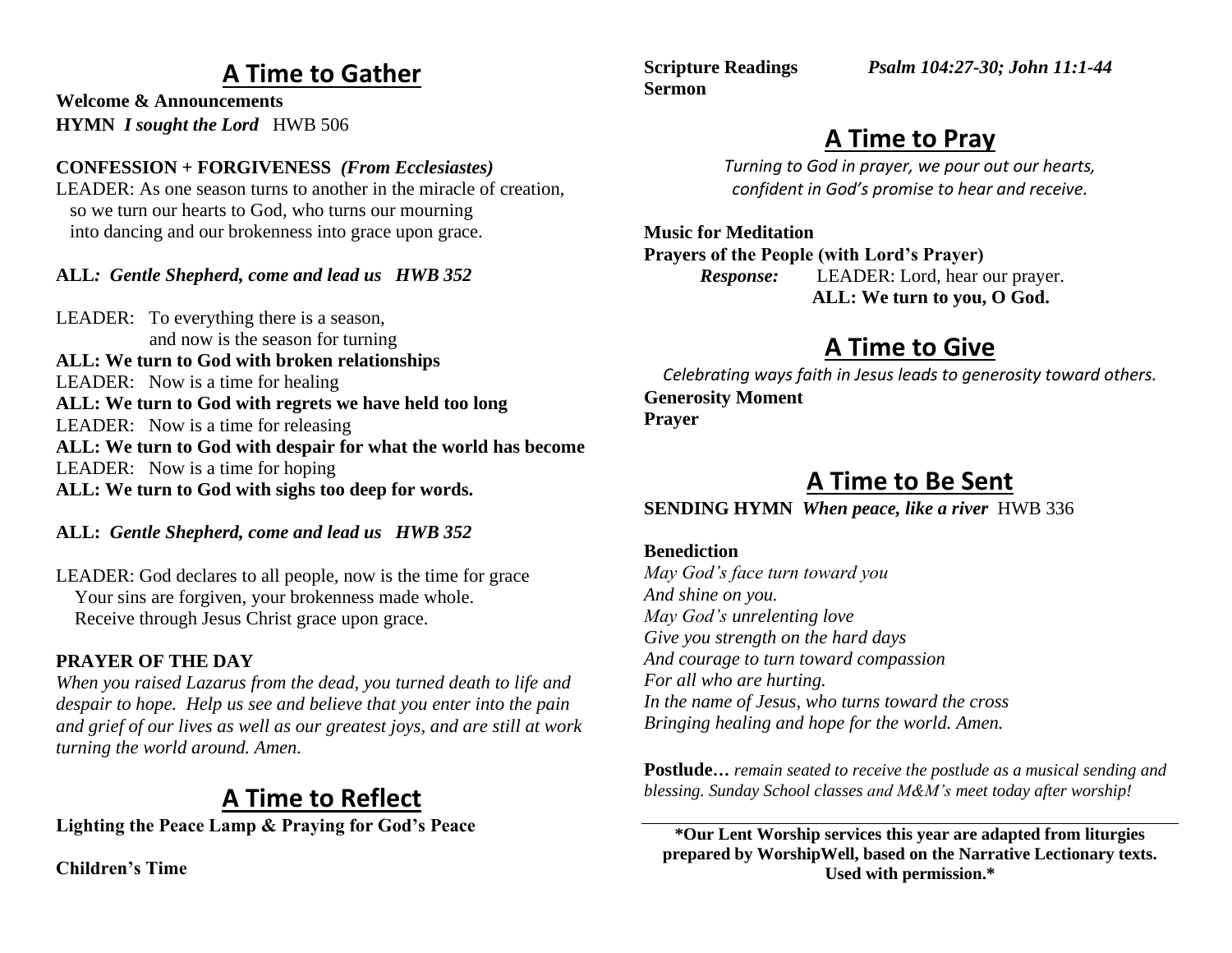## A Time to Gather

**Welcome & Announcements**
**HYMN** ***I sought the Lord*** HWB 506

**CONFESSION + FORGIVENESS** ***(From Ecclesiastes)***
LEADER: As one season turns to another in the miracle of creation,
so we turn our hearts to God, who turns our mourning
into dancing and our brokenness into grace upon grace.

**ALL*: Gentle Shepherd, come and lead us HWB 352***

LEADER: To everything there is a season,
and now is the season for turning
**ALL: We turn to God with broken relationships**
LEADER: Now is a time for healing
**ALL: We turn to God with regrets we have held too long**
LEADER: Now is a time for releasing
**ALL: We turn to God with despair for what the world has become**
LEADER: Now is a time for hoping
**ALL: We turn to God with sighs too deep for words.**

**ALL: *Gentle Shepherd, come and lead us HWB 352***

LEADER: God declares to all people, now is the time for grace
Your sins are forgiven, your brokenness made whole.
Receive through Jesus Christ grace upon grace.

**PRAYER OF THE DAY**
*When you raised Lazarus from the dead, you turned death to life and despair to hope. Help us see and believe that you enter into the pain and grief of our lives as well as our greatest joys, and are still at work turning the world around. Amen.*

## A Time to Reflect

**Lighting the Peace Lamp & Praying for God's Peace**

**Children's Time**

**Scripture Readings** ***Psalm 104:27-30; John 11:1-44***
**Sermon**

## A Time to Pray

*Turning to God in prayer, we pour out our hearts, confident in God's promise to hear and receive.*

**Music for Meditation**
**Prayers of the People (with Lord's Prayer)**
***Response:*** LEADER: Lord, hear our prayer.
**ALL: We turn to you, O God.**

## A Time to Give

*Celebrating ways faith in Jesus leads to generosity toward others.*
**Generosity Moment**
**Prayer**

## A Time to Be Sent

**SENDING HYMN** ***When peace, like a river*** HWB 336

**Benediction**
*May God's face turn toward you*
*And shine on you.*
*May God's unrelenting love*
*Give you strength on the hard days*
*And courage to turn toward compassion*
*For all who are hurting.*
*In the name of Jesus, who turns toward the cross*
*Bringing healing and hope for the world. Amen.*

**Postlude…** *remain seated to receive the postlude as a musical sending and blessing. Sunday School classes and M&M's meet today after worship!*

---

**\*Our Lent Worship services this year are adapted from liturgies prepared by WorshipWell, based on the Narrative Lectionary texts. Used with permission.\***